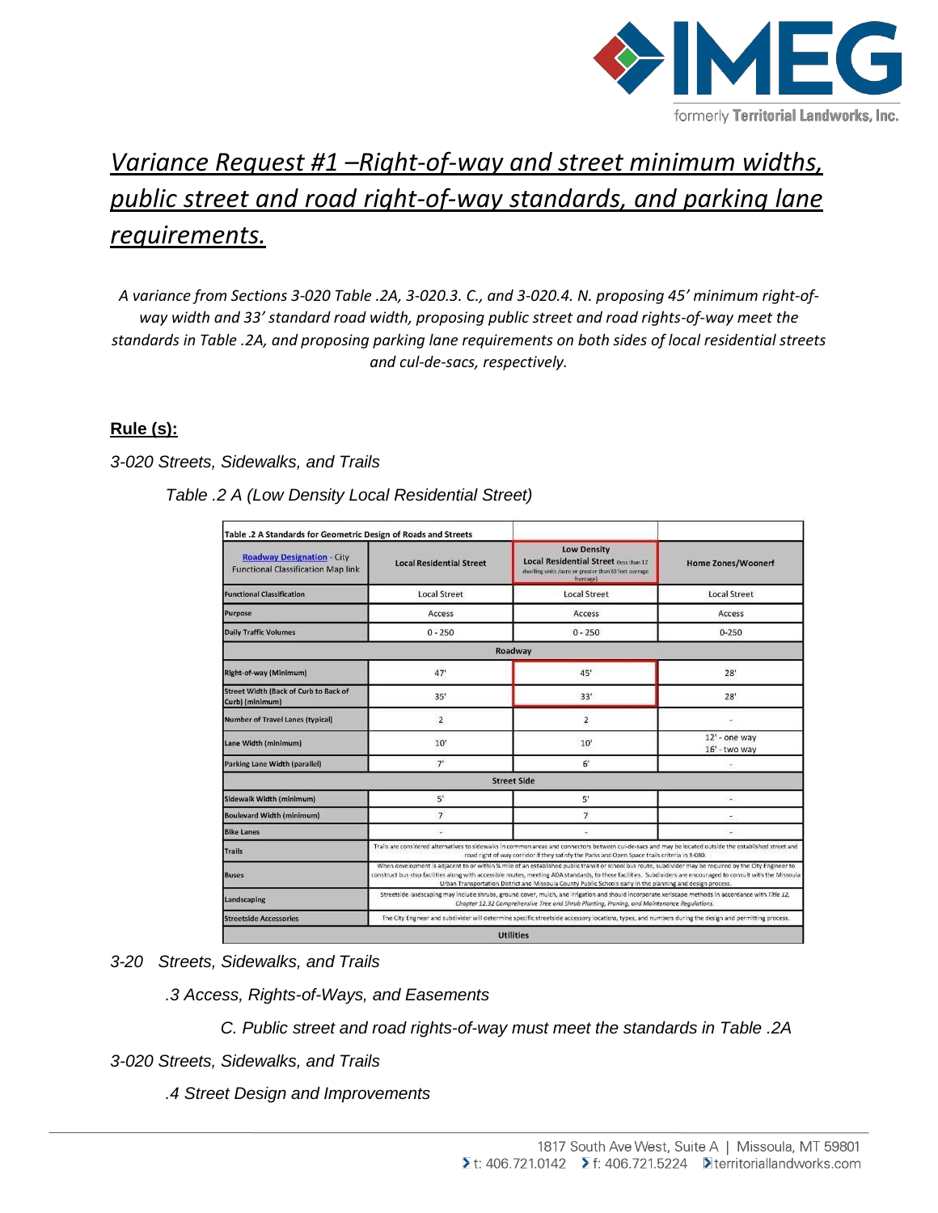# *Variance Request #1 –Right-of-way and street minimum widths, public street and road right-of-way standards, and parking lane requirements.*

*A variance from Sections 3-020 Table .2A, 3-020.3. C., and 3-020.4. N. proposing 45' minimum right-of-way width and 33' standard road width, proposing public street and road rights-of-way meet the standards in Table .2A, and proposing parking lane requirements on both sides of local residential streets and cul-de-sacs, respectively.*

**Rule (s):**

*3-020 Streets, Sidewalks, and Trails*

*Table .2 A (Low Density Local Residential Street)*

| Table .2 A Standards for Geometric Design of Roads and Streets | | | |
|---|---|---|---|
| Roadway Designation - City Functional Classification Map link | Local Residential Street | Low Density Local Residential Street (less than 12 dwelling units /acre or greater than 80 feet average frontage) | Home Zones/Woonerf |
| Functional Classification | Local Street | Local Street | Local Street |
| Purpose | Access | Access | Access |
| Daily Traffic Volumes | 0 - 250 | 0 - 250 | 0-250 |
| Roadway | | | |
| Right-of-way (Minimum) | 47' | 45' | 28' |
| Street Width (Back of Curb to Back of Curb) (minimum) | 35' | 33' | 28' |
| Number of Travel Lanes (typical) | 2 | 2 | - |
| Lane Width (minimum) | 10' | 10' | 12' - one way<br>16' - two way |
| Parking Lane Width (parallel) | 7' | 6' | - |
| Street Side | | | |
| Sidewalk Width (minimum) | 5' | 5' | - |
| Boulevard Width (minimum) | 7 | 7 | - |
| Bike Lanes | - | - | - |
| Trails | Trails are considered alternatives to sidewalks in common areas and connectors between cul-de-sacs and may be located outside the established street and road right of way corridor if they satisfy the Parks and Open Space trails criteria in 3-080. | | |
| Buses | When development is adjacent to or within ¼ mile of an established public transit or school bus route, subdivider may be required by the City Engineer to construct bus stop facilities along with accessible routes, meeting ADA standards, to those facilities. Subdividers are encouraged to consult with the Missoula Urban Transportation District and Missoula County Public Schools early in the planning and design process. | | |
| Landscaping | Streetside landscaping may include shrubs, ground cover, mulch, and irrigation and should incorporate xeriscape methods in accordance with Title 12, Chapter 12.32 Comprehensive Tree and Shrub Planting, Pruning, and Maintenance Regulations. | | |
| Streetside Accessories | The City Engineer and subdivider will determine specific streetside accessory locations, types, and numbers during the design and permitting process. | | |
| Utilities | | | |

*3-20 Streets, Sidewalks, and Trails*

*.3 Access, Rights-of-Ways, and Easements*

*C. Public street and road rights-of-way must meet the standards in Table .2A*

*3-020 Streets, Sidewalks, and Trails*

*.4 Street Design and Improvements*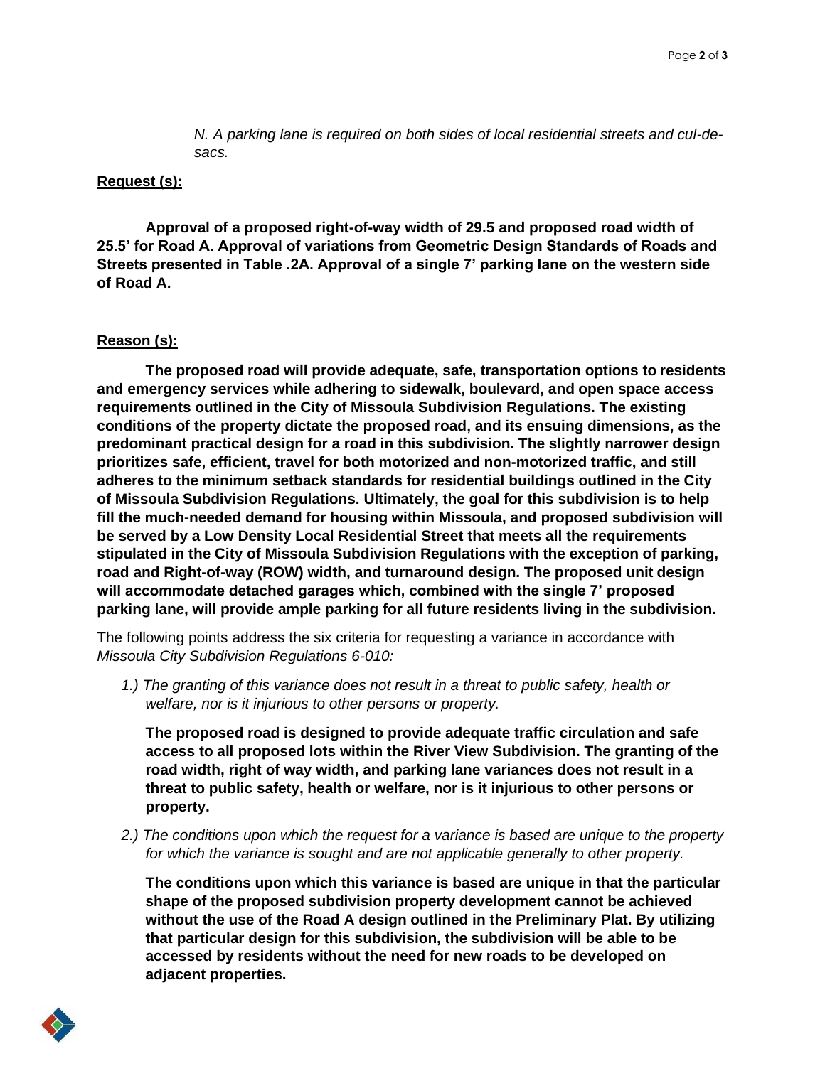*N. A parking lane is required on both sides of local residential streets and cul-de-sacs.*

**Request (s):**

**Approval of a proposed right-of-way width of 29.5 and proposed road width of 25.5' for Road A. Approval of variations from Geometric Design Standards of Roads and Streets presented in Table .2A. Approval of a single 7' parking lane on the western side of Road A.**

**Reason (s):**

**The proposed road will provide adequate, safe, transportation options to residents and emergency services while adhering to sidewalk, boulevard, and open space access requirements outlined in the City of Missoula Subdivision Regulations. The existing conditions of the property dictate the proposed road, and its ensuing dimensions, as the predominant practical design for a road in this subdivision. The slightly narrower design prioritizes safe, efficient, travel for both motorized and non-motorized traffic, and still adheres to the minimum setback standards for residential buildings outlined in the City of Missoula Subdivision Regulations. Ultimately, the goal for this subdivision is to help fill the much-needed demand for housing within Missoula, and proposed subdivision will be served by a Low Density Local Residential Street that meets all the requirements stipulated in the City of Missoula Subdivision Regulations with the exception of parking, road and Right-of-way (ROW) width, and turnaround design. The proposed unit design will accommodate detached garages which, combined with the single 7' proposed parking lane, will provide ample parking for all future residents living in the subdivision.**

The following points address the six criteria for requesting a variance in accordance with *Missoula City Subdivision Regulations 6-010:*

*1.) The granting of this variance does not result in a threat to public safety, health or welfare, nor is it injurious to other persons or property.*

**The proposed road is designed to provide adequate traffic circulation and safe access to all proposed lots within the River View Subdivision. The granting of the road width, right of way width, and parking lane variances does not result in a threat to public safety, health or welfare, nor is it injurious to other persons or property.**

*2.) The conditions upon which the request for a variance is based are unique to the property for which the variance is sought and are not applicable generally to other property.*

**The conditions upon which this variance is based are unique in that the particular shape of the proposed subdivision property development cannot be achieved without the use of the Road A design outlined in the Preliminary Plat. By utilizing that particular design for this subdivision, the subdivision will be able to be accessed by residents without the need for new roads to be developed on adjacent properties.**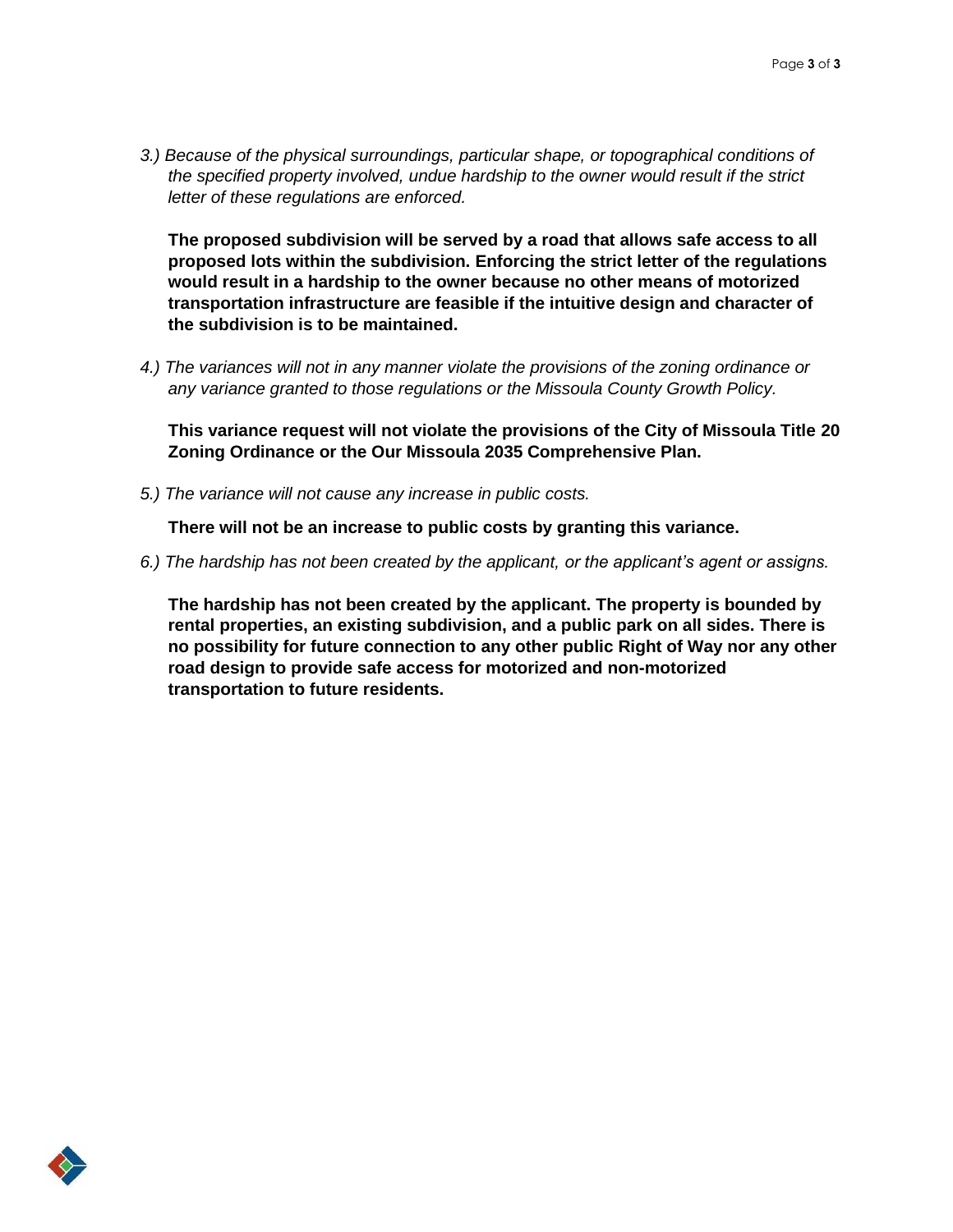*3.) Because of the physical surroundings, particular shape, or topographical conditions of the specified property involved, undue hardship to the owner would result if the strict letter of these regulations are enforced.*

**The proposed subdivision will be served by a road that allows safe access to all proposed lots within the subdivision. Enforcing the strict letter of the regulations would result in a hardship to the owner because no other means of motorized transportation infrastructure are feasible if the intuitive design and character of the subdivision is to be maintained.**

*4.) The variances will not in any manner violate the provisions of the zoning ordinance or any variance granted to those regulations or the Missoula County Growth Policy.*

**This variance request will not violate the provisions of the City of Missoula Title 20 Zoning Ordinance or the Our Missoula 2035 Comprehensive Plan.**

*5.) The variance will not cause any increase in public costs.*

**There will not be an increase to public costs by granting this variance.**

*6.) The hardship has not been created by the applicant, or the applicant's agent or assigns.*

**The hardship has not been created by the applicant. The property is bounded by rental properties, an existing subdivision, and a public park on all sides. There is no possibility for future connection to any other public Right of Way nor any other road design to provide safe access for motorized and non-motorized transportation to future residents.**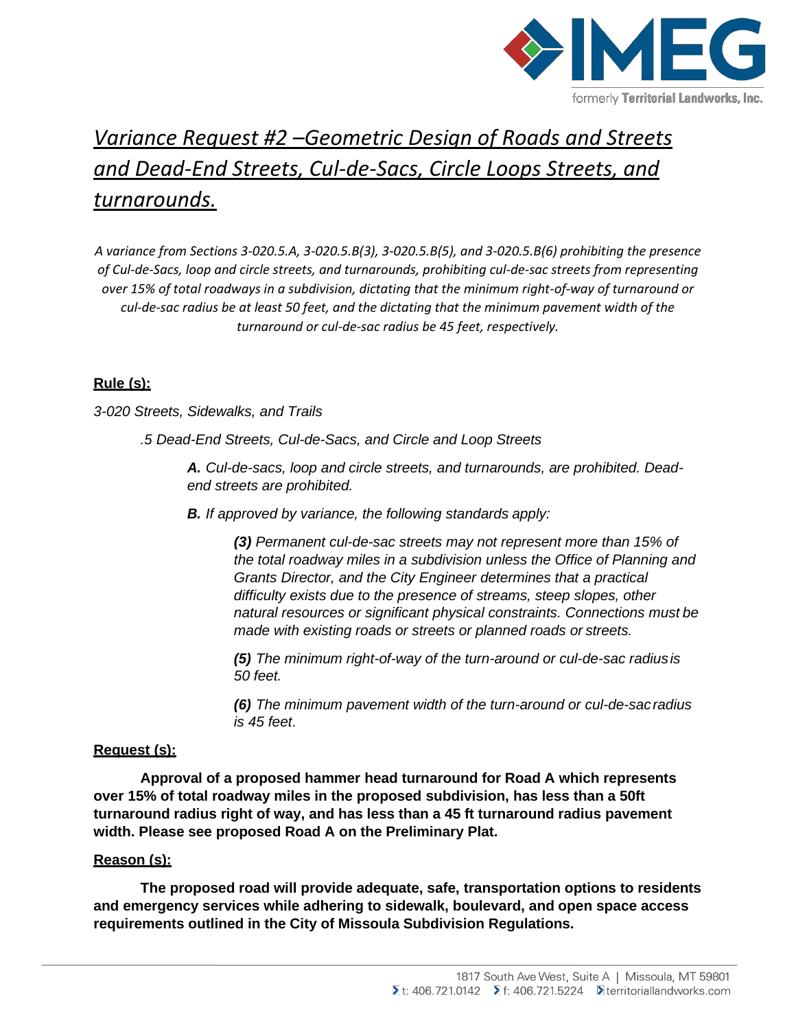# *Variance Request #2 –Geometric Design of Roads and Streets and Dead-End Streets, Cul-de-Sacs, Circle Loops Streets, and turnarounds.*

*A variance from Sections 3-020.5.A, 3-020.5.B(3), 3-020.5.B(5), and 3-020.5.B(6) prohibiting the presence of Cul-de-Sacs, loop and circle streets, and turnarounds, prohibiting cul-de-sac streets from representing over 15% of total roadways in a subdivision, dictating that the minimum right-of-way of turnaround or cul-de-sac radius be at least 50 feet, and the dictating that the minimum pavement width of the turnaround or cul-de-sac radius be 45 feet, respectively.*

**Rule (s):**

*3-020 Streets, Sidewalks, and Trails*

*.5 Dead-End Streets, Cul-de-Sacs, and Circle and Loop Streets*

***A.*** *Cul-de-sacs, loop and circle streets, and turnarounds, are prohibited. Dead-end streets are prohibited.*

***B.*** *If approved by variance, the following standards apply:*

***(3)*** *Permanent cul-de-sac streets may not represent more than 15% of the total roadway miles in a subdivision unless the Office of Planning and Grants Director, and the City Engineer determines that a practical difficulty exists due to the presence of streams, steep slopes, other natural resources or significant physical constraints. Connections must be made with existing roads or streets or planned roads or streets.*

***(5)*** *The minimum right-of-way of the turn-around or cul-de-sac radius is 50 feet.*

***(6)*** *The minimum pavement width of the turn-around or cul-de-sac radius is 45 feet*.

**Request (s):**

**Approval of a proposed hammer head turnaround for Road A which represents over 15% of total roadway miles in the proposed subdivision, has less than a 50ft turnaround radius right of way, and has less than a 45 ft turnaround radius pavement width. Please see proposed Road A on the Preliminary Plat.**

**Reason (s):**

**The proposed road will provide adequate, safe, transportation options to residents and emergency services while adhering to sidewalk, boulevard, and open space access requirements outlined in the City of Missoula Subdivision Regulations.**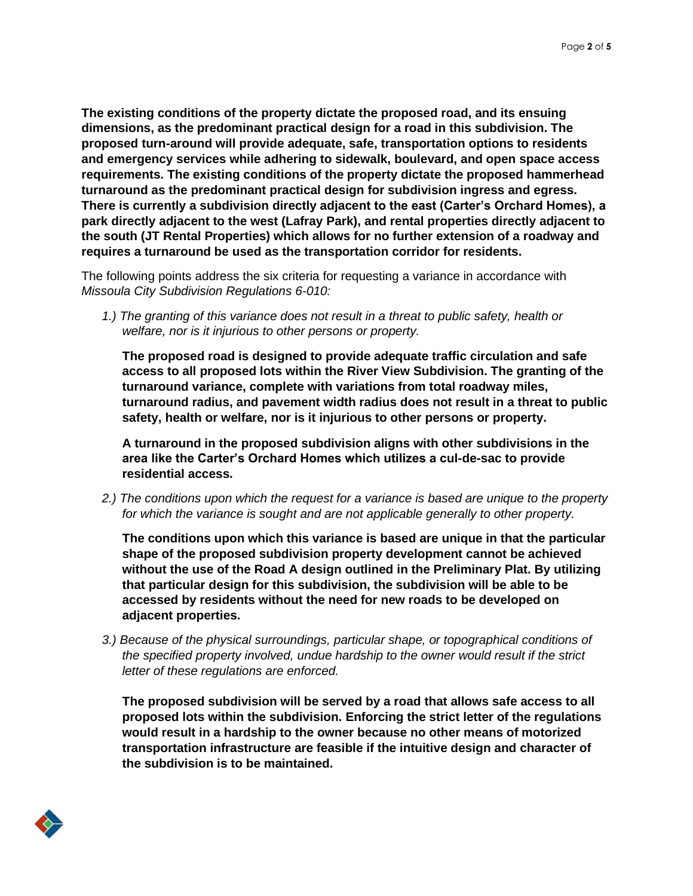**The existing conditions of the property dictate the proposed road, and its ensuing dimensions, as the predominant practical design for a road in this subdivision. The proposed turn-around will provide adequate, safe, transportation options to residents and emergency services while adhering to sidewalk, boulevard, and open space access requirements. The existing conditions of the property dictate the proposed hammerhead turnaround as the predominant practical design for subdivision ingress and egress. There is currently a subdivision directly adjacent to the east (Carter's Orchard Homes), a park directly adjacent to the west (Lafray Park), and rental properties directly adjacent to the south (JT Rental Properties) which allows for no further extension of a roadway and requires a turnaround be used as the transportation corridor for residents.**

The following points address the six criteria for requesting a variance in accordance with *Missoula City Subdivision Regulations 6-010:*

*1.) The granting of this variance does not result in a threat to public safety, health or welfare, nor is it injurious to other persons or property.*

**The proposed road is designed to provide adequate traffic circulation and safe access to all proposed lots within the River View Subdivision. The granting of the turnaround variance, complete with variations from total roadway miles, turnaround radius, and pavement width radius does not result in a threat to public safety, health or welfare, nor is it injurious to other persons or property.**

**A turnaround in the proposed subdivision aligns with other subdivisions in the area like the Carter's Orchard Homes which utilizes a cul-de-sac to provide residential access.**

*2.) The conditions upon which the request for a variance is based are unique to the property for which the variance is sought and are not applicable generally to other property.*

**The conditions upon which this variance is based are unique in that the particular shape of the proposed subdivision property development cannot be achieved without the use of the Road A design outlined in the Preliminary Plat. By utilizing that particular design for this subdivision, the subdivision will be able to be accessed by residents without the need for new roads to be developed on adjacent properties.**

*3.) Because of the physical surroundings, particular shape, or topographical conditions of the specified property involved, undue hardship to the owner would result if the strict letter of these regulations are enforced.*

**The proposed subdivision will be served by a road that allows safe access to all proposed lots within the subdivision. Enforcing the strict letter of the regulations would result in a hardship to the owner because no other means of motorized transportation infrastructure are feasible if the intuitive design and character of the subdivision is to be maintained.**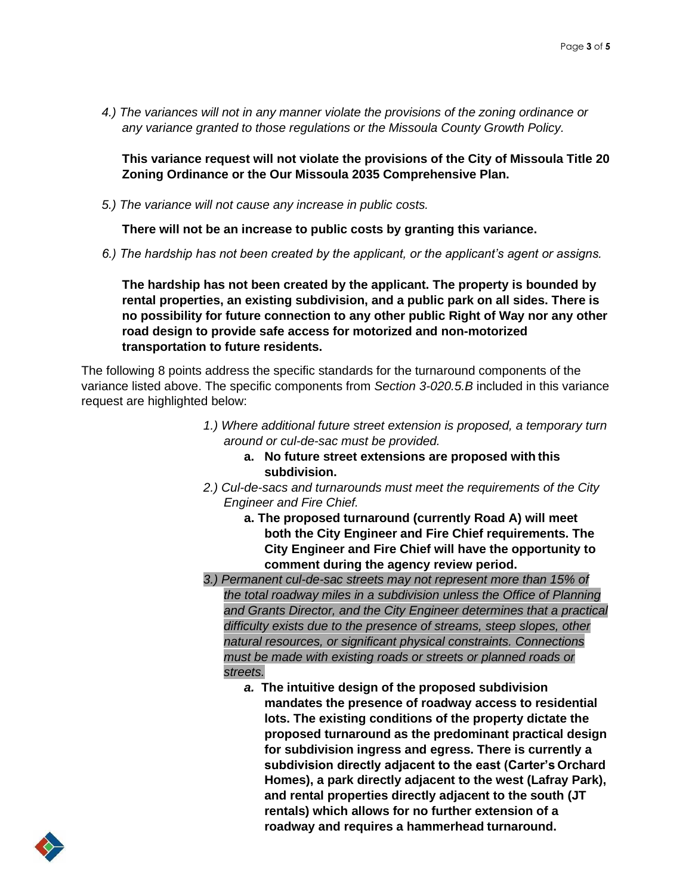*4.) The variances will not in any manner violate the provisions of the zoning ordinance or any variance granted to those regulations or the Missoula County Growth Policy.*

**This variance request will not violate the provisions of the City of Missoula Title 20 Zoning Ordinance or the Our Missoula 2035 Comprehensive Plan.**

*5.) The variance will not cause any increase in public costs.*

**There will not be an increase to public costs by granting this variance.**

*6.) The hardship has not been created by the applicant, or the applicant's agent or assigns.*

**The hardship has not been created by the applicant. The property is bounded by rental properties, an existing subdivision, and a public park on all sides. There is no possibility for future connection to any other public Right of Way nor any other road design to provide safe access for motorized and non-motorized transportation to future residents.**

The following 8 points address the specific standards for the turnaround components of the variance listed above. The specific components from *Section 3-020.5.B* included in this variance request are highlighted below:

*1.) Where additional future street extension is proposed, a temporary turn around or cul-de-sac must be provided.*

a. **No future street extensions are proposed with this subdivision.**

*2.) Cul-de-sacs and turnarounds must meet the requirements of the City Engineer and Fire Chief.*

a. **The proposed turnaround (currently Road A) will meet both the City Engineer and Fire Chief requirements. The City Engineer and Fire Chief will have the opportunity to comment during the agency review period.**

*3.) Permanent cul-de-sac streets may not represent more than 15% of the total roadway miles in a subdivision unless the Office of Planning and Grants Director, and the City Engineer determines that a practical difficulty exists due to the presence of streams, steep slopes, other natural resources, or significant physical constraints. Connections must be made with existing roads or streets or planned roads or streets.*

***a.*** **The intuitive design of the proposed subdivision mandates the presence of roadway access to residential lots. The existing conditions of the property dictate the proposed turnaround as the predominant practical design for subdivision ingress and egress. There is currently a subdivision directly adjacent to the east (Carter's Orchard Homes), a park directly adjacent to the west (Lafray Park), and rental properties directly adjacent to the south (JT rentals) which allows for no further extension of a roadway and requires a hammerhead turnaround.**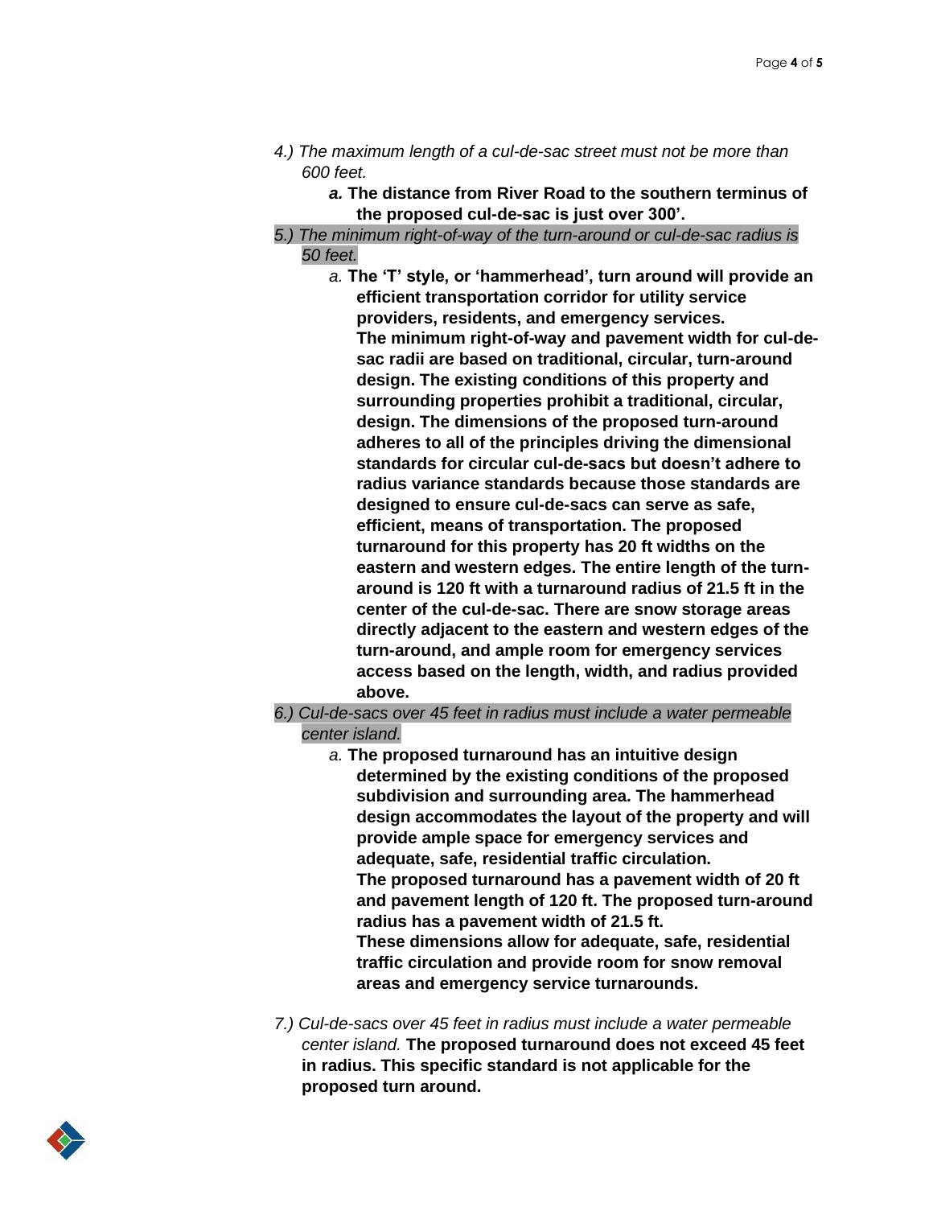4.) *The maximum length of a cul-de-sac street must not be more than 600 feet.*

- ***a.*** **The distance from River Road to the southern terminus of the proposed cul-de-sac is just over 300'.**

5.) *The minimum right-of-way of the turn-around or cul-de-sac radius is 50 feet.*

- *a.* **The 'T' style, or 'hammerhead', turn around will provide an efficient transportation corridor for utility service providers, residents, and emergency services.**
  **The minimum right-of-way and pavement width for cul-de-sac radii are based on traditional, circular, turn-around design. The existing conditions of this property and surrounding properties prohibit a traditional, circular, design. The dimensions of the proposed turn-around adheres to all of the principles driving the dimensional standards for circular cul-de-sacs but doesn't adhere to radius variance standards because those standards are designed to ensure cul-de-sacs can serve as safe, efficient, means of transportation. The proposed turnaround for this property has 20 ft widths on the eastern and western edges. The entire length of the turn-around is 120 ft with a turnaround radius of 21.5 ft in the center of the cul-de-sac. There are snow storage areas directly adjacent to the eastern and western edges of the turn-around, and ample room for emergency services access based on the length, width, and radius provided above.**

6.) *Cul-de-sacs over 45 feet in radius must include a water permeable center island.*

- *a.* **The proposed turnaround has an intuitive design determined by the existing conditions of the proposed subdivision and surrounding area. The hammerhead design accommodates the layout of the property and will provide ample space for emergency services and adequate, safe, residential traffic circulation.**
  **The proposed turnaround has a pavement width of 20 ft and pavement length of 120 ft. The proposed turn-around radius has a pavement width of 21.5 ft.**
  **These dimensions allow for adequate, safe, residential traffic circulation and provide room for snow removal areas and emergency service turnarounds.**

7.) *Cul-de-sacs over 45 feet in radius must include a water permeable center island.* **The proposed turnaround does not exceed 45 feet in radius. This specific standard is not applicable for the proposed turn around.**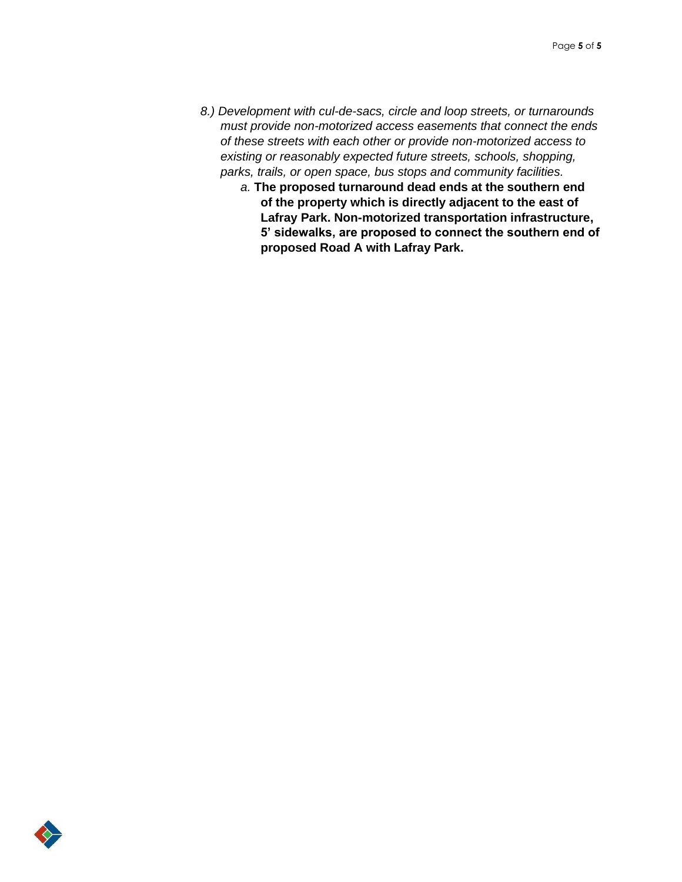*8.) Development with cul-de-sacs, circle and loop streets, or turnarounds must provide non-motorized access easements that connect the ends of these streets with each other or provide non-motorized access to existing or reasonably expected future streets, schools, shopping, parks, trails, or open space, bus stops and community facilities.*

*a.* **The proposed turnaround dead ends at the southern end of the property which is directly adjacent to the east of Lafray Park. Non-motorized transportation infrastructure, 5' sidewalks, are proposed to connect the southern end of proposed Road A with Lafray Park.**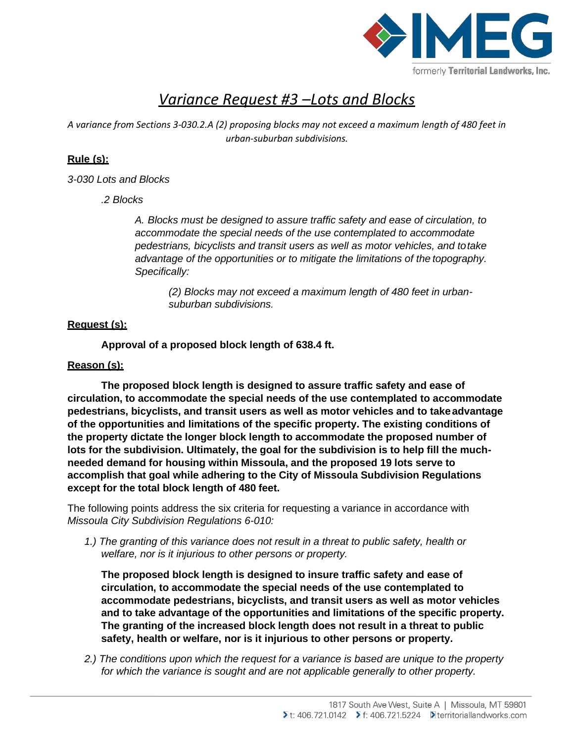# *Variance Request #3 –Lots and Blocks*

*A variance from Sections 3-030.2.A (2) proposing blocks may not exceed a maximum length of 480 feet in urban-suburban subdivisions.*

**Rule (s):**

*3-030 Lots and Blocks*

*.2 Blocks*

*A. Blocks must be designed to assure traffic safety and ease of circulation, to accommodate the special needs of the use contemplated to accommodate pedestrians, bicyclists and transit users as well as motor vehicles, and to take advantage of the opportunities or to mitigate the limitations of the topography. Specifically:*

*(2) Blocks may not exceed a maximum length of 480 feet in urban-suburban subdivisions.*

**Request (s):**

**Approval of a proposed block length of 638.4 ft.**

**Reason (s):**

**The proposed block length is designed to assure traffic safety and ease of circulation, to accommodate the special needs of the use contemplated to accommodate pedestrians, bicyclists, and transit users as well as motor vehicles and to take advantage of the opportunities and limitations of the specific property. The existing conditions of the property dictate the longer block length to accommodate the proposed number of lots for the subdivision. Ultimately, the goal for the subdivision is to help fill the much-needed demand for housing within Missoula, and the proposed 19 lots serve to accomplish that goal while adhering to the City of Missoula Subdivision Regulations except for the total block length of 480 feet.**

The following points address the six criteria for requesting a variance in accordance with *Missoula City Subdivision Regulations 6-010:*

*1.) The granting of this variance does not result in a threat to public safety, health or welfare, nor is it injurious to other persons or property.*

**The proposed block length is designed to insure traffic safety and ease of circulation, to accommodate the special needs of the use contemplated to accommodate pedestrians, bicyclists, and transit users as well as motor vehicles and to take advantage of the opportunities and limitations of the specific property. The granting of the increased block length does not result in a threat to public safety, health or welfare, nor is it injurious to other persons or property.**

*2.) The conditions upon which the request for a variance is based are unique to the property for which the variance is sought and are not applicable generally to other property.*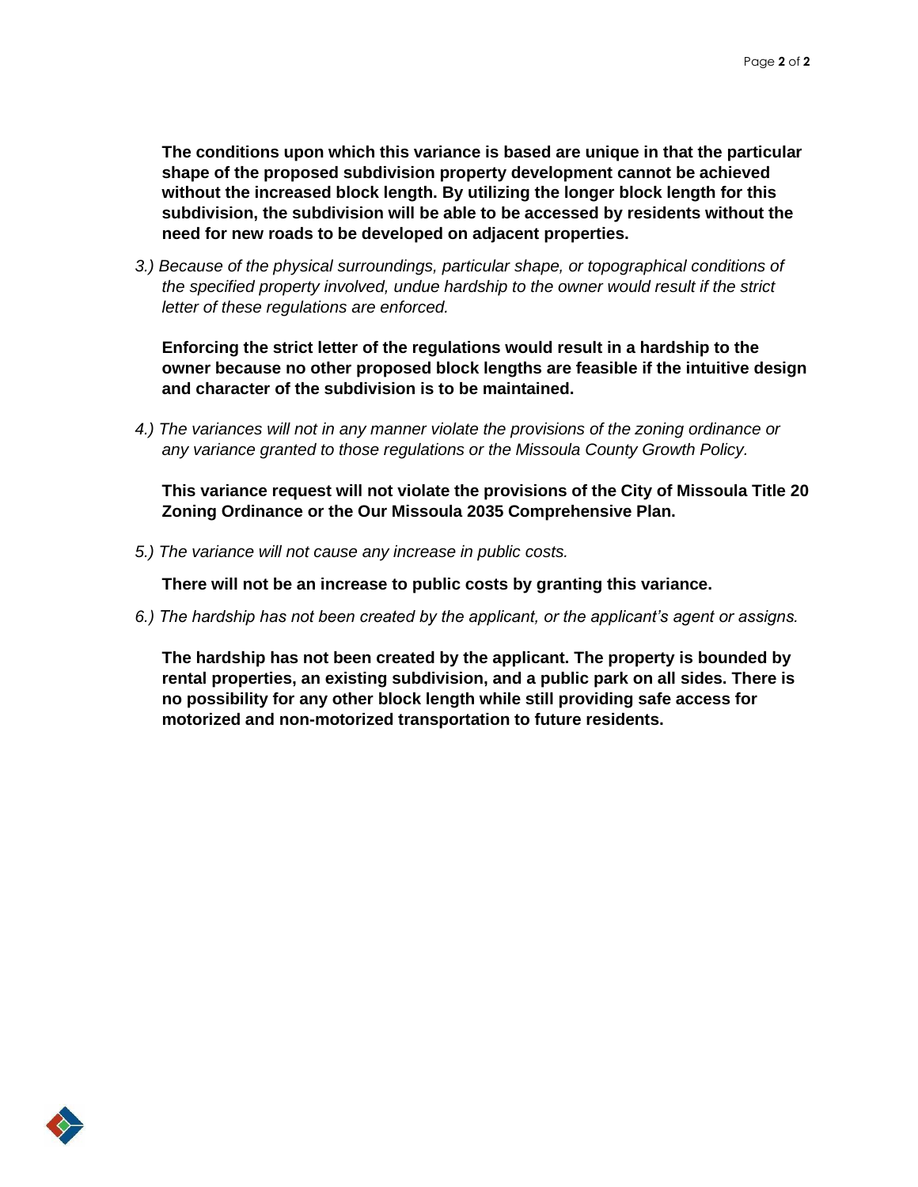**The conditions upon which this variance is based are unique in that the particular shape of the proposed subdivision property development cannot be achieved without the increased block length. By utilizing the longer block length for this subdivision, the subdivision will be able to be accessed by residents without the need for new roads to be developed on adjacent properties.**

*3.) Because of the physical surroundings, particular shape, or topographical conditions of the specified property involved, undue hardship to the owner would result if the strict letter of these regulations are enforced.*

**Enforcing the strict letter of the regulations would result in a hardship to the owner because no other proposed block lengths are feasible if the intuitive design and character of the subdivision is to be maintained.**

*4.) The variances will not in any manner violate the provisions of the zoning ordinance or any variance granted to those regulations or the Missoula County Growth Policy.*

**This variance request will not violate the provisions of the City of Missoula Title 20 Zoning Ordinance or the Our Missoula 2035 Comprehensive Plan.**

*5.) The variance will not cause any increase in public costs.*

**There will not be an increase to public costs by granting this variance.**

*6.) The hardship has not been created by the applicant, or the applicant's agent or assigns.*

**The hardship has not been created by the applicant. The property is bounded by rental properties, an existing subdivision, and a public park on all sides. There is no possibility for any other block length while still providing safe access for motorized and non-motorized transportation to future residents.**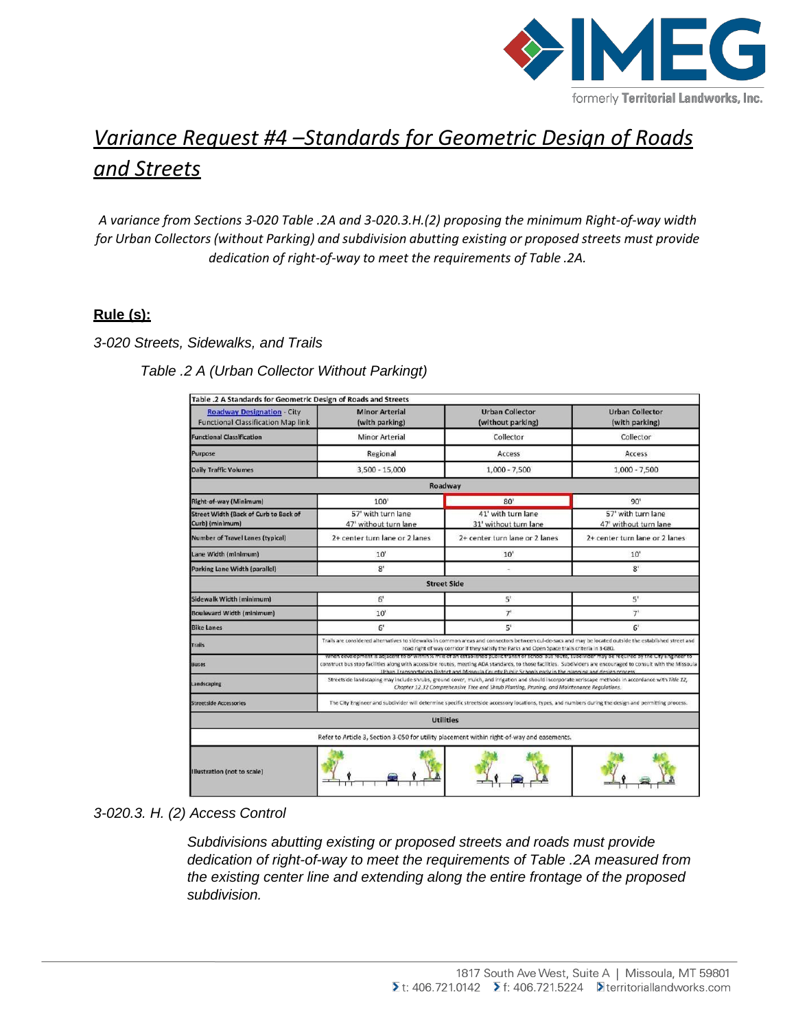# *Variance Request #4 –Standards for Geometric Design of Roads and Streets*

*A variance from Sections 3-020 Table .2A and 3-020.3.H.(2) proposing the minimum Right-of-way width for Urban Collectors (without Parking) and subdivision abutting existing or proposed streets must provide dedication of right-of-way to meet the requirements of Table .2A.*

## Rule (s):

*3-020 Streets, Sidewalks, and Trails*

*Table .2 A (Urban Collector Without Parkingt)*

| Table .2 A Standards for Geometric Design of Roads and Streets | | | |
|---|---|---|---|
| Roadway Designation - City Functional Classification Map link | Minor Arterial (with parking) | Urban Collector (without parking) | Urban Collector (with parking) |
| Functional Classification | Minor Arterial | Collector | Collector |
| Purpose | Regional | Access | Access |
| Daily Traffic Volumes | 3,500 - 15,000 | 1,000 - 7,500 | 1,000 - 7,500 |
| **Roadway** | | | |
| Right-of-way (Minimum) | 100' | 80' | 90' |
| Street Width (Back of Curb to Back of Curb) (minimum) | 57' with turn lane<br>47' without turn lane | 41' with turn lane<br>31' without turn lane | 57' with turn lane<br>47' without turn lane |
| Number of Travel Lanes (typical) | 2+ center turn lane or 2 lanes | 2+ center turn lane or 2 lanes | 2+ center turn lane or 2 lanes |
| Lane Width (minimum) | 10' | 10' | 10' |
| Parking Lane Width (parallel) | 8' | - | 8' |
| **Street Side** | | | |
| Sidewalk Width (minimum) | 6' | 5' | 5' |
| Boulevard Width (minimum) | 10' | 7' | 7' |
| Bike Lanes | 6' | 5' | 6' |
| Trails | Trails are considered alternatives to sidewalks in common areas and connectors between cul-de-sacs and may be located outside the established street and road right of way corridor if they satisfy the Parks and Open Space trails criteria in 3-080. | | |
| Buses | When development is adjacent to or within ¼ mile of an established public transit or school bus route, subdivider may be required by the City Engineer to construct bus stop facilities along with accessible routes, meeting ADA standards, to those facilities. Subdividers are encouraged to consult with the Missoula Urban Transportation District and Missoula County Public Schools early in the planning and design process. | | |
| Landscaping | Streetside landscaping may include shrubs, ground cover, mulch, and irrigation and should incorporate xeriscape methods in accordance with Title 12, Chapter 12.32 Comprehensive Tree and Shrub Planting, Pruning, and Maintenance Regulations. | | |
| Streetside Accessories | The City Engineer and subdivider will determine specific streetside accessory locations, types, and numbers during the design and permitting process. | | |
| **Utilities** | | | |
| Refer to Article 3, Section 3-050 for utility placement within right-of-way and easements. | | | |
| Illustration (not to scale) | | | |

*3-020.3. H. (2) Access Control*

> *Subdivisions abutting existing or proposed streets and roads must provide dedication of right-of-way to meet the requirements of Table .2A measured from the existing center line and extending along the entire frontage of the proposed subdivision.*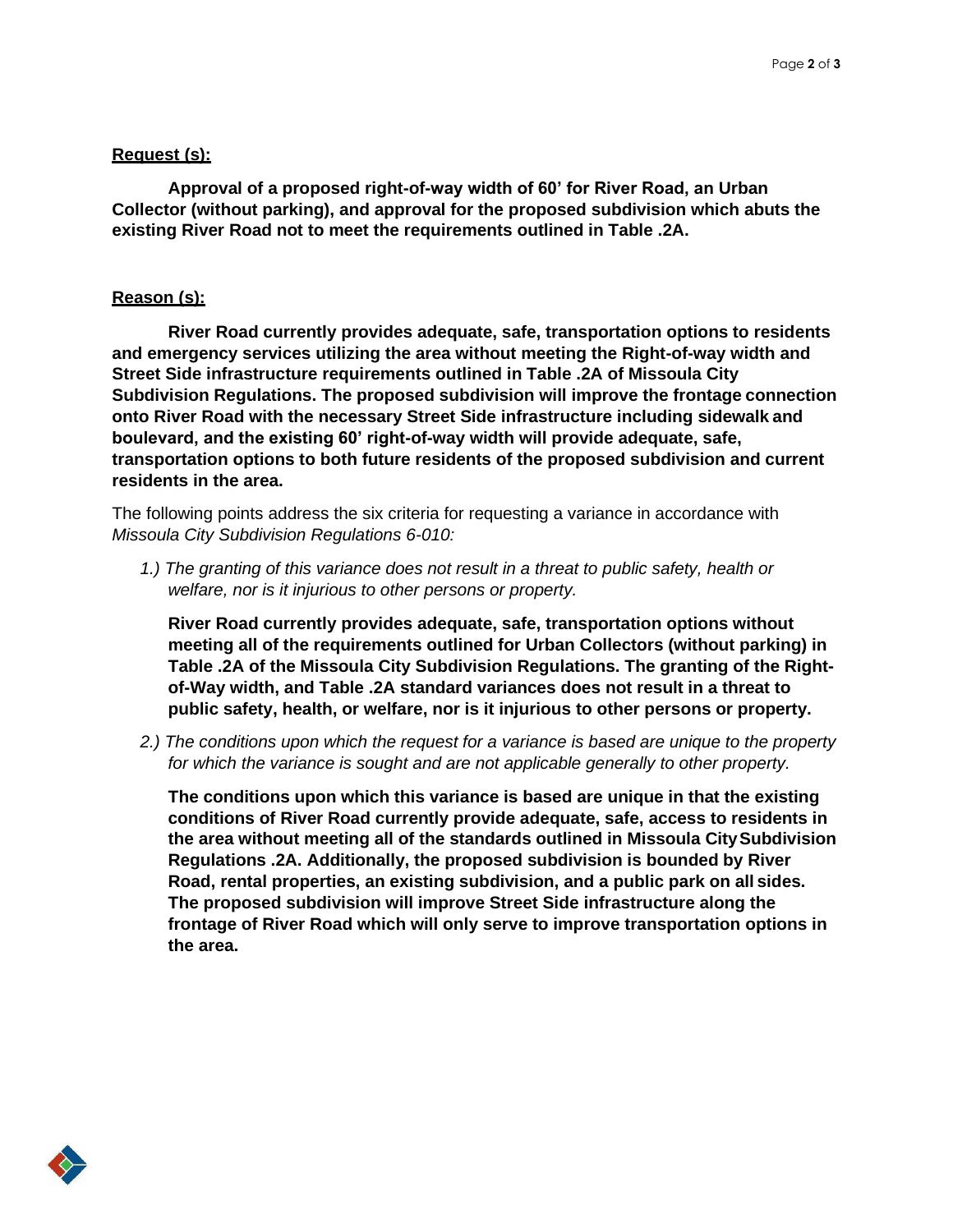**Request (s):**

**Approval of a proposed right-of-way width of 60' for River Road, an Urban Collector (without parking), and approval for the proposed subdivision which abuts the existing River Road not to meet the requirements outlined in Table .2A.**

**Reason (s):**

**River Road currently provides adequate, safe, transportation options to residents and emergency services utilizing the area without meeting the Right-of-way width and Street Side infrastructure requirements outlined in Table .2A of Missoula City Subdivision Regulations. The proposed subdivision will improve the frontage connection onto River Road with the necessary Street Side infrastructure including sidewalk and boulevard, and the existing 60' right-of-way width will provide adequate, safe, transportation options to both future residents of the proposed subdivision and current residents in the area.**

The following points address the six criteria for requesting a variance in accordance with *Missoula City Subdivision Regulations 6-010:*

1.) *The granting of this variance does not result in a threat to public safety, health or welfare, nor is it injurious to other persons or property.*

**River Road currently provides adequate, safe, transportation options without meeting all of the requirements outlined for Urban Collectors (without parking) in Table .2A of the Missoula City Subdivision Regulations. The granting of the Right-of-Way width, and Table .2A standard variances does not result in a threat to public safety, health, or welfare, nor is it injurious to other persons or property.**

2.) *The conditions upon which the request for a variance is based are unique to the property for which the variance is sought and are not applicable generally to other property.*

**The conditions upon which this variance is based are unique in that the existing conditions of River Road currently provide adequate, safe, access to residents in the area without meeting all of the standards outlined in Missoula City Subdivision Regulations .2A. Additionally, the proposed subdivision is bounded by River Road, rental properties, an existing subdivision, and a public park on all sides. The proposed subdivision will improve Street Side infrastructure along the frontage of River Road which will only serve to improve transportation options in the area.**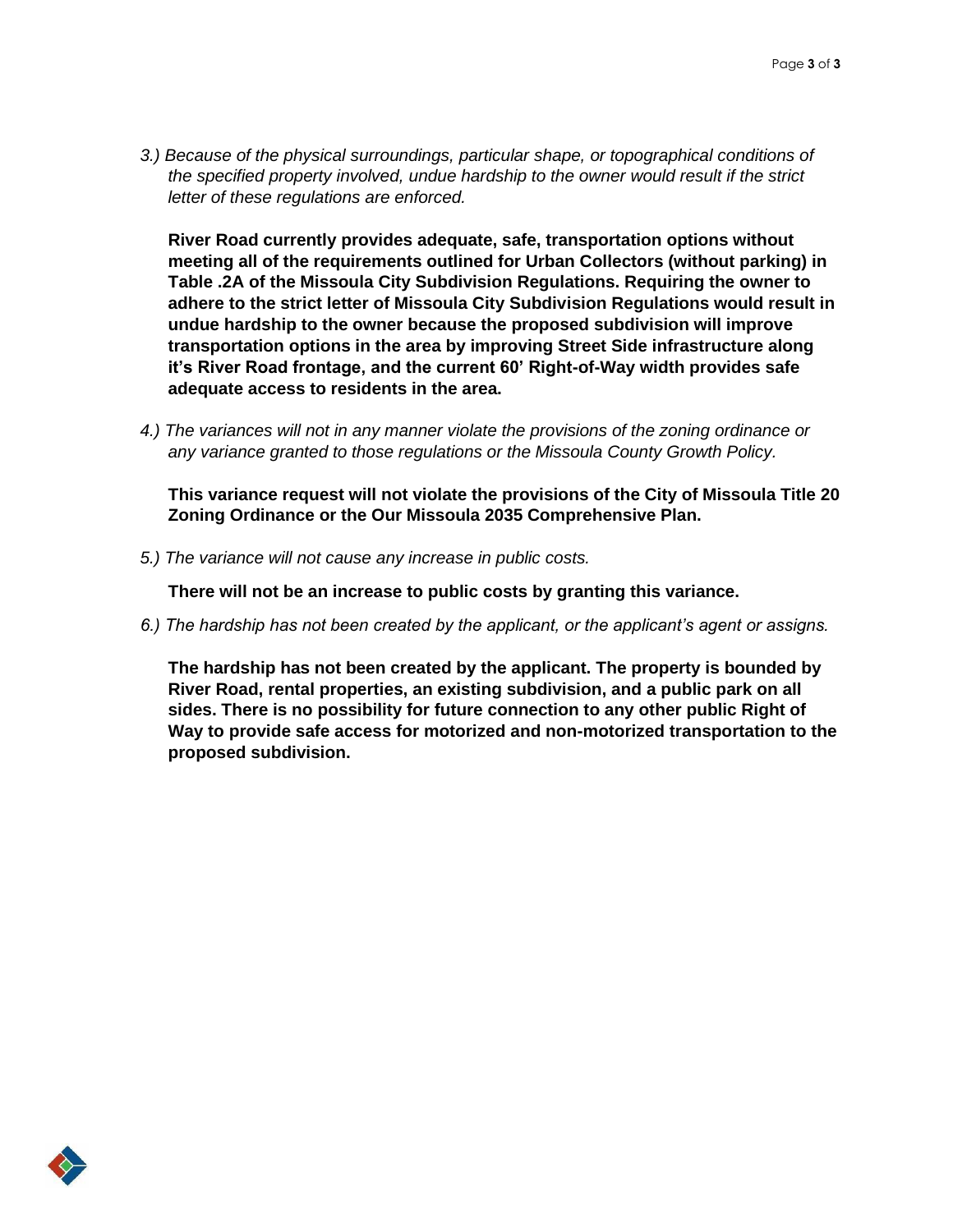*3.) Because of the physical surroundings, particular shape, or topographical conditions of the specified property involved, undue hardship to the owner would result if the strict letter of these regulations are enforced.*

**River Road currently provides adequate, safe, transportation options without meeting all of the requirements outlined for Urban Collectors (without parking) in Table .2A of the Missoula City Subdivision Regulations. Requiring the owner to adhere to the strict letter of Missoula City Subdivision Regulations would result in undue hardship to the owner because the proposed subdivision will improve transportation options in the area by improving Street Side infrastructure along it's River Road frontage, and the current 60' Right-of-Way width provides safe adequate access to residents in the area.**

*4.) The variances will not in any manner violate the provisions of the zoning ordinance or any variance granted to those regulations or the Missoula County Growth Policy.*

**This variance request will not violate the provisions of the City of Missoula Title 20 Zoning Ordinance or the Our Missoula 2035 Comprehensive Plan.**

*5.) The variance will not cause any increase in public costs.*

**There will not be an increase to public costs by granting this variance.**

*6.) The hardship has not been created by the applicant, or the applicant's agent or assigns.*

**The hardship has not been created by the applicant. The property is bounded by River Road, rental properties, an existing subdivision, and a public park on all sides. There is no possibility for future connection to any other public Right of Way to provide safe access for motorized and non-motorized transportation to the proposed subdivision.**